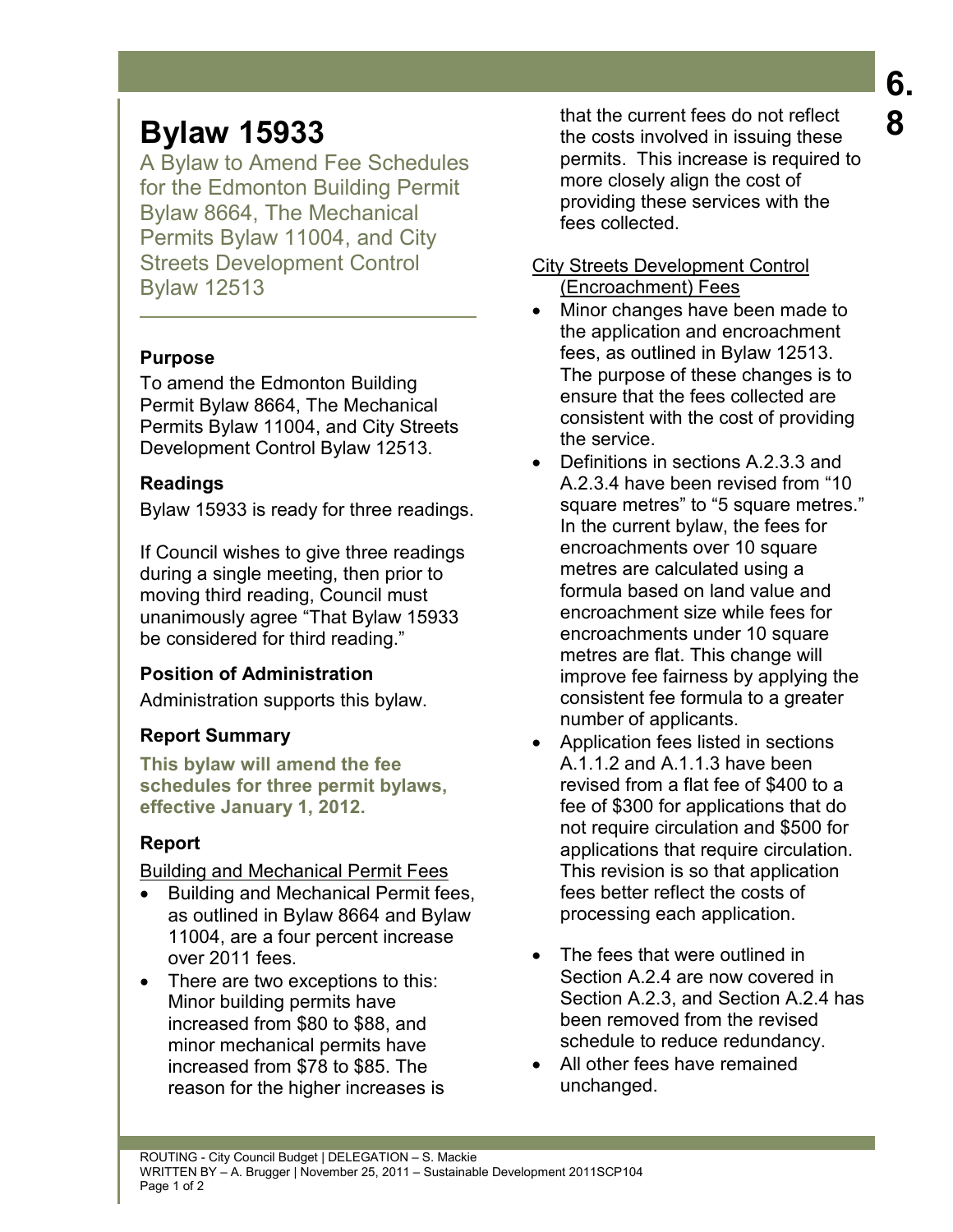# Bylaw 15933

A Bylaw to Amend Fee Schedules for the Edmonton Building Permit Bylaw 8664, The Mechanical Permits Bylaw 11004, and City Streets Development Control Bylaw 12513

### Purpose

To amend the Edmonton Building Permit Bylaw 8664, The Mechanical Permits Bylaw 11004, and City Streets Development Control Bylaw 12513.

### Readings

Bylaw 15933 is ready for three readings.

If Council wishes to give three readings during a single meeting, then prior to moving third reading, Council must unanimously agree "That Bylaw 15933 be considered for third reading."

### Position of Administration

Administration supports this bylaw.

### Report Summary

**This bylaw will amend the fee schedules for three permit bylaws, effective January 1, 2012.**

### Report

Building and Mechanical Permit Fees

- Building and Mechanical Permit fees, as outlined in Bylaw 8664 and Bylaw 11004, are a four percent increase over 2011 fees.
- There are two exceptions to this: Minor building permits have increased from $80 to $88, and minor mechanical permits have increased from $78 to $85. The reason for the higher increases is that the current fees do not reflect the costs involved in issuing these permits. This increase is required to more closely align the cost of providing these services with the fees collected.

City Streets Development Control (Encroachment) Fees

- Minor changes have been made to the application and encroachment fees, as outlined in Bylaw 12513. The purpose of these changes is to ensure that the fees collected are consistent with the cost of providing the service.
- Definitions in sections A.2.3.3 and A.2.3.4 have been revised from "10 square metres" to "5 square metres." In the current bylaw, the fees for encroachments over 10 square metres are calculated using a formula based on land value and encroachment size while fees for encroachments under 10 square metres are flat. This change will improve fee fairness by applying the consistent fee formula to a greater number of applicants.
- Application fees listed in sections A.1.1.2 and A.1.1.3 have been revised from a flat fee of $400 to a fee of $300 for applications that do not require circulation and $500 for applications that require circulation. This revision is so that application fees better reflect the costs of processing each application.
- The fees that were outlined in Section A.2.4 are now covered in Section A.2.3, and Section A.2.4 has been removed from the revised schedule to reduce redundancy.
- All other fees have remained unchanged.

ROUTING - City Council Budget | DELEGATION – S. Mackie
WRITTEN BY – A. Brugger | November 25, 2011 – Sustainable Development 2011SCP104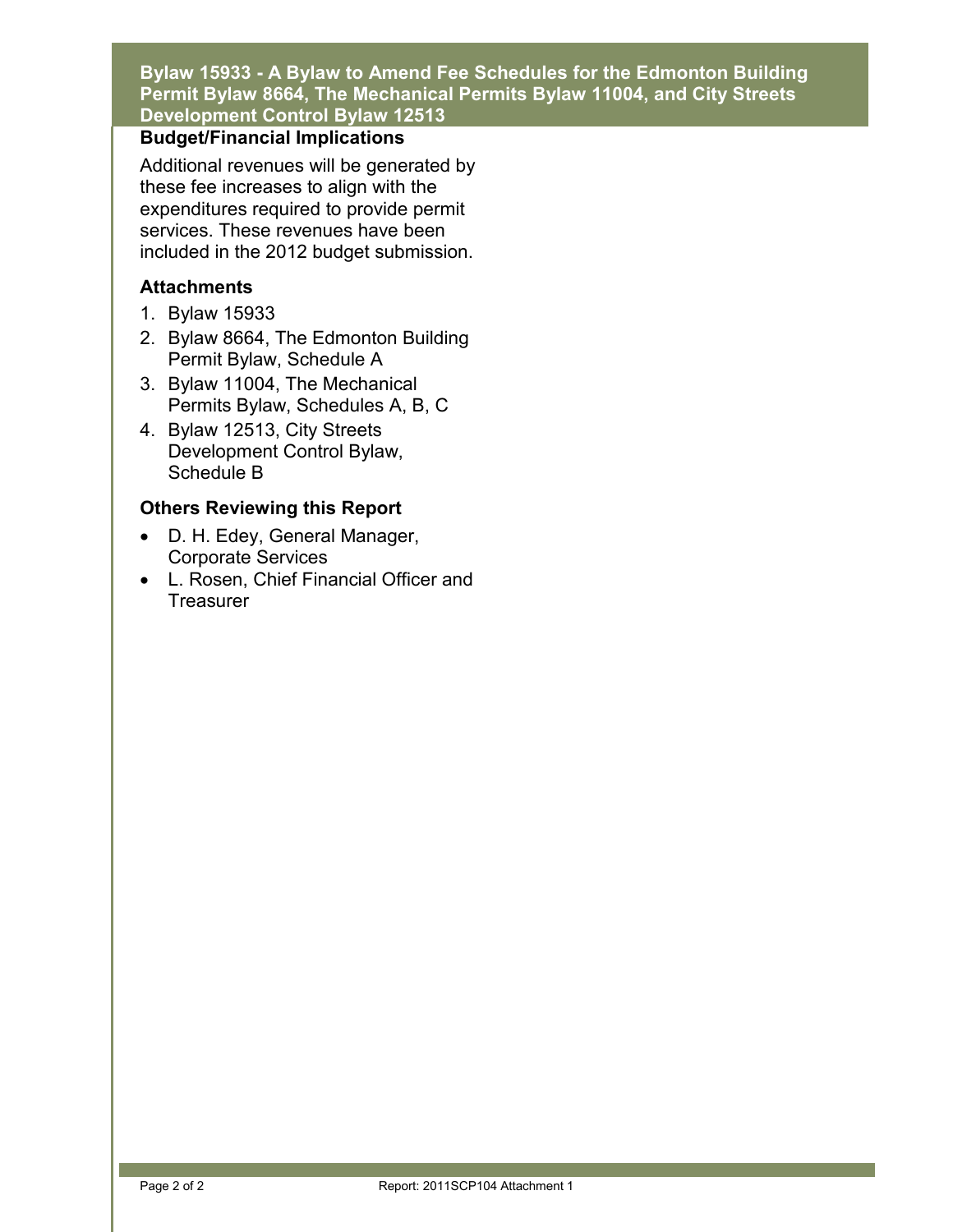## Budget/Financial Implications

Additional revenues will be generated by these fee increases to align with the expenditures required to provide permit services. These revenues have been included in the 2012 budget submission.

## Attachments

1. Bylaw 15933
2. Bylaw 8664, The Edmonton Building Permit Bylaw, Schedule A
3. Bylaw 11004, The Mechanical Permits Bylaw, Schedules A, B, C
4. Bylaw 12513, City Streets Development Control Bylaw, Schedule B

## Others Reviewing this Report

- D. H. Edey, General Manager, Corporate Services
- L. Rosen, Chief Financial Officer and Treasurer